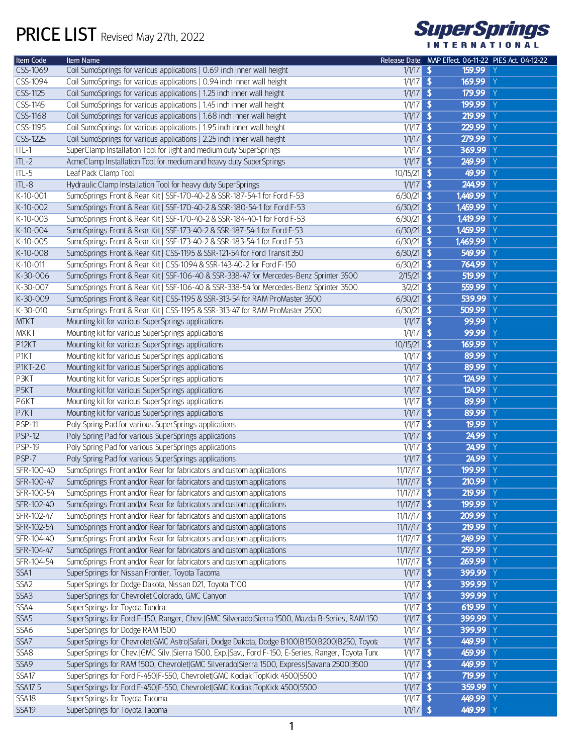# PRICE LIST Revised May 27th, 2022

SuperSprings INTERNATIONAL

| Item Code | Item Name | Release Date | MAP Effect. 06-11-22 | PIES Act. 04-12-22 |
|---|---|---|---|---|
| CSS-1069 | Coil SumoSprings for various applications \| 0.69 inch inner wall height | 1/1/17 | $ 159.99 | Y |
| CSS-1094 | Coil SumoSprings for various applications \| 0.94 inch inner wall height | 1/1/17 | $ 169.99 | Y |
| CSS-1125 | Coil SumoSprings for various applications \| 1.25 inch inner wall height | 1/1/17 | $ 179.99 | Y |
| CSS-1145 | Coil SumoSprings for various applications \| 1.45 inch inner wall height | 1/1/17 | $ 199.99 | Y |
| CSS-1168 | Coil SumoSprings for various applications \| 1.68 inch inner wall height | 1/1/17 | $ 219.99 | Y |
| CSS-1195 | Coil SumoSprings for various applications \| 1.95 inch inner wall height | 1/1/17 | $ 229.99 | Y |
| CSS-1225 | Coil SumoSprings for various applications \| 2.25 inch inner wall height | 1/1/17 | $ 279.99 | Y |
| ITL-1 | SuperClamp Installation Tool for light and medium duty SuperSprings | 1/1/17 | $ 369.99 | Y |
| ITL-2 | AcmeClamp Installation Tool for medium and heavy duty SuperSprings | 1/1/17 | $ 249.99 | Y |
| ITL-5 | Leaf Pack Clamp Tool | 10/15/21 | $ 49.99 | Y |
| ITL-8 | Hydraulic Clamp Installation Tool for heavy duty SuperSprings | 1/1/17 | $ 244.99 | Y |
| K-10-001 | SumoSprings Front & Rear Kit \| SSF-170-40-2 & SSR-187-54-1 for Ford F-53 | 6/30/21 | $ 1,449.99 | Y |
| K-10-002 | SumoSprings Front & Rear Kit \| SSF-170-40-2 & SSR-180-54-1 for Ford F-53 | 6/30/21 | $ 1,459.99 | Y |
| K-10-003 | SumoSprings Front & Rear Kit \| SSF-170-40-2 & SSR-184-40-1 for Ford F-53 | 6/30/21 | $ 1,419.99 | Y |
| K-10-004 | SumoSprings Front & Rear Kit \| SSF-173-40-2 & SSR-187-54-1 for Ford F-53 | 6/30/21 | $ 1,459.99 | Y |
| K-10-005 | SumoSprings Front & Rear Kit \| SSF-173-40-2 & SSR-183-54-1 for Ford F-53 | 6/30/21 | $ 1,469.99 | Y |
| K-10-008 | SumoSprings Front & Rear Kit \| CSS-1195 & SSR-121-54 for Ford Transit 350 | 6/30/21 | $ 549.99 | Y |
| K-10-011 | SumoSprings Front & Rear Kit \| CSS-1094 & SSR-143-40-2 for Ford F-150 | 6/30/21 | $ 764.99 | Y |
| K-30-006 | SumoSprings Front & Rear Kit \| SSF-106-40 & SSR-338-47 for Mercedes-Benz Sprinter 3500 | 2/15/21 | $ 519.99 | Y |
| K-30-007 | SumoSprings Front & Rear Kit \| SSF-106-40 & SSR-338-54 for Mercedes-Benz Sprinter 3500 | 3/2/21 | $ 559.99 | Y |
| K-30-009 | SumoSprings Front & Rear Kit \| CSS-1195 & SSR-313-54 for RAM ProMaster 3500 | 6/30/21 | $ 539.99 | Y |
| K-30-010 | SumoSprings Front & Rear Kit \| CSS-1195 & SSR-313-47 for RAM ProMaster 2500 | 6/30/21 | $ 509.99 | Y |
| MTKT | Mounting kit for various SuperSprings applications | 1/1/17 | $ 99.99 | Y |
| MXKT | Mounting kit for various SuperSprings applications | 1/1/17 | $ 99.99 | Y |
| P12KT | Mounting kit for various SuperSprings applications | 10/15/21 | $ 169.99 | Y |
| P1KT | Mounting kit for various SuperSprings applications | 1/1/17 | $ 89.99 | Y |
| P1KT-2.0 | Mounting kit for various SuperSprings applications | 1/1/17 | $ 89.99 | Y |
| P3KT | Mounting kit for various SuperSprings applications | 1/1/17 | $ 124.99 | Y |
| P5KT | Mounting kit for various SuperSprings applications | 1/1/17 | $ 124.99 | Y |
| P6KT | Mounting kit for various SuperSprings applications | 1/1/17 | $ 89.99 | Y |
| P7KT | Mounting kit for various SuperSprings applications | 1/1/17 | $ 89.99 | Y |
| PSP-11 | Poly Spring Pad for various SuperSprings applications | 1/1/17 | $ 19.99 | Y |
| PSP-12 | Poly Spring Pad for various SuperSprings applications | 1/1/17 | $ 24.99 | Y |
| PSP-19 | Poly Spring Pad for various SuperSprings applications | 1/1/17 | $ 24.99 | Y |
| PSP-7 | Poly Spring Pad for various SuperSprings applications | 1/1/17 | $ 24.99 | Y |
| SFR-100-40 | SumoSprings Front and/or Rear for fabricators and custom applications | 11/17/17 | $ 199.99 | Y |
| SFR-100-47 | SumoSprings Front and/or Rear for fabricators and custom applications | 11/17/17 | $ 210.99 | Y |
| SFR-100-54 | SumoSprings Front and/or Rear for fabricators and custom applications | 11/17/17 | $ 219.99 | Y |
| SFR-102-40 | SumoSprings Front and/or Rear for fabricators and custom applications | 11/17/17 | $ 199.99 | Y |
| SFR-102-47 | SumoSprings Front and/or Rear for fabricators and custom applications | 11/17/17 | $ 209.99 | Y |
| SFR-102-54 | SumoSprings Front and/or Rear for fabricators and custom applications | 11/17/17 | $ 219.99 | Y |
| SFR-104-40 | SumoSprings Front and/or Rear for fabricators and custom applications | 11/17/17 | $ 249.99 | Y |
| SFR-104-47 | SumoSprings Front and/or Rear for fabricators and custom applications | 11/17/17 | $ 259.99 | Y |
| SFR-104-54 | SumoSprings Front and/or Rear for fabricators and custom applications | 11/17/17 | $ 269.99 | Y |
| SSA1 | SuperSprings for Nissan Frontier, Toyota Tacoma | 1/1/17 | $ 399.99 | Y |
| SSA2 | SuperSprings for Dodge Dakota, Nissan D21, Toyota T100 | 1/1/17 | $ 399.99 | Y |
| SSA3 | SuperSprings for Chevrolet Colorado, GMC Canyon | 1/1/17 | $ 399.99 | Y |
| SSA4 | SuperSprings for Toyota Tundra | 1/1/17 | $ 619.99 | Y |
| SSA5 | SuperSprings for Ford F-150, Ranger, Chev.\|GMC Silverado\|Sierra 1500, Mazda B-Series, RAM 150 | 1/1/17 | $ 399.99 | Y |
| SSA6 | SuperSprings for Dodge RAM 1500 | 1/1/17 | $ 399.99 | Y |
| SSA7 | SuperSprings for Chevrolet\|GMC Astro\|Safari, Dodge Dakota, Dodge B100\|B150\|B200\|B250, Toyota | 1/1/17 | $ 449.99 | Y |
| SSA8 | SuperSprings for Chev.\|GMC Silv.\|Sierra 1500, Exp.\|Sav., Ford F-150, E-Series, Ranger, Toyota Tund | 1/1/17 | $ 459.99 | Y |
| SSA9 | SuperSprings for RAM 1500, Chevrolet\|GMC Silverado\|Sierra 1500, Express\|Savana 2500\|3500 | 1/1/17 | $ 449.99 | Y |
| SSA17 | SuperSprings for Ford F-450\|F-550, Chevrolet\|GMC Kodiak\|TopKick 4500\|5500 | 1/1/17 | $ 719.99 | Y |
| SSA17.5 | SuperSprings for Ford F-450\|F-550, Chevrolet\|GMC Kodiak\|TopKick 4500\|5500 | 1/1/17 | $ 359.99 | Y |
| SSA18 | SuperSprings for Toyota Tacoma | 1/1/17 | $ 449.99 | Y |
| SSA19 | SuperSprings for Toyota Tacoma | 1/1/17 | $ 449.99 | Y |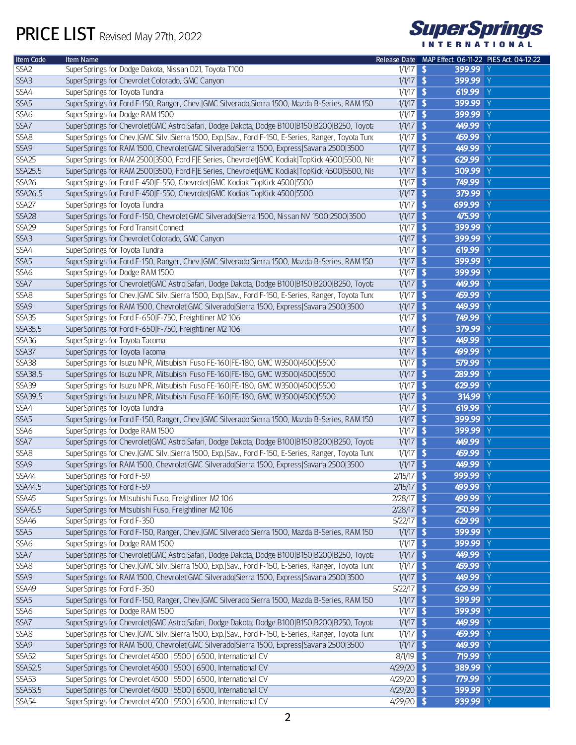# PRICE LIST Revised May 27th, 2022

SuperSprings INTERNATIONAL

| Item Code | Item Name | Release Date | MAP Effect. 06-11-22 | PIES Act. 04-12-22 |
|---|---|---|---|---|
| SSA2 | SuperSprings for Dodge Dakota, Nissan D21, Toyota T100 | 1/1/17 | $ 399.99 | Y |
| SSA3 | SuperSprings for Chevrolet Colorado, GMC Canyon | 1/1/17 | $ 399.99 | Y |
| SSA4 | SuperSprings for Toyota Tundra | 1/1/17 | $ 619.99 | Y |
| SSA5 | SuperSprings for Ford F-150, Ranger, Chev.\|GMC Silverado\|Sierra 1500, Mazda B-Series, RAM 150 | 1/1/17 | $ 399.99 | Y |
| SSA6 | SuperSprings for Dodge RAM 1500 | 1/1/17 | $ 399.99 | Y |
| SSA7 | SuperSprings for Chevrolet\|GMC Astro\|Safari, Dodge Dakota, Dodge B100\|B150\|B200\|B250, Toyota | 1/1/17 | $ 449.99 | Y |
| SSA8 | SuperSprings for Chev.\|GMC Silv.\|Sierra 1500, Exp.\|Sav., Ford F-150, E-Series, Ranger, Toyota Tunc | 1/1/17 | $ 459.99 | Y |
| SSA9 | SuperSprings for RAM 1500, Chevrolet\|GMC Silverado\|Sierra 1500, Express\|Savana 2500\|3500 | 1/1/17 | $ 449.99 | Y |
| SSA25 | SuperSprings for RAM 2500\|3500, Ford F\|E Series, Chevrolet\|GMC Kodiak\|TopKick 4500\|5500, Nis | 1/1/17 | $ 629.99 | Y |
| SSA25.5 | SuperSprings for RAM 2500\|3500, Ford F\|E Series, Chevrolet\|GMC Kodiak\|TopKick 4500\|5500, Nis | 1/1/17 | $ 309.99 | Y |
| SSA26 | SuperSprings for Ford F-450\|F-550, Chevrolet\|GMC Kodiak\|TopKick 4500\|5500 | 1/1/17 | $ 749.99 | Y |
| SSA26.5 | SuperSprings for Ford F-450\|F-550, Chevrolet\|GMC Kodiak\|TopKick 4500\|5500 | 1/1/17 | $ 379.99 | Y |
| SSA27 | SuperSprings for Toyota Tundra | 1/1/17 | $ 699.99 | Y |
| SSA28 | SuperSprings for Ford F-150, Chevrolet\|GMC Silverado\|Sierra 1500, Nissan NV 1500\|2500\|3500 | 1/1/17 | $ 475.99 | Y |
| SSA29 | SuperSprings for Ford Transit Connect | 1/1/17 | $ 399.99 | Y |
| SSA3 | SuperSprings for Chevrolet Colorado, GMC Canyon | 1/1/17 | $ 399.99 | Y |
| SSA4 | SuperSprings for Toyota Tundra | 1/1/17 | $ 619.99 | Y |
| SSA5 | SuperSprings for Ford F-150, Ranger, Chev.\|GMC Silverado\|Sierra 1500, Mazda B-Series, RAM 150 | 1/1/17 | $ 399.99 | Y |
| SSA6 | SuperSprings for Dodge RAM 1500 | 1/1/17 | $ 399.99 | Y |
| SSA7 | SuperSprings for Chevrolet\|GMC Astro\|Safari, Dodge Dakota, Dodge B100\|B150\|B200\|B250, Toyota | 1/1/17 | $ 449.99 | Y |
| SSA8 | SuperSprings for Chev.\|GMC Silv.\|Sierra 1500, Exp.\|Sav., Ford F-150, E-Series, Ranger, Toyota Tunc | 1/1/17 | $ 459.99 | Y |
| SSA9 | SuperSprings for RAM 1500, Chevrolet\|GMC Silverado\|Sierra 1500, Express\|Savana 2500\|3500 | 1/1/17 | $ 449.99 | Y |
| SSA35 | SuperSprings for Ford F-650\|F-750, Freightliner M2 106 | 1/1/17 | $ 749.99 | Y |
| SSA35.5 | SuperSprings for Ford F-650\|F-750, Freightliner M2 106 | 1/1/17 | $ 379.99 | Y |
| SSA36 | SuperSprings for Toyota Tacoma | 1/1/17 | $ 449.99 | Y |
| SSA37 | SuperSprings for Toyota Tacoma | 1/1/17 | $ 499.99 | Y |
| SSA38 | SuperSprings for Isuzu NPR, Mitsubishi Fuso FE-160\|FE-180, GMC W3500\|4500\|5500 | 1/1/17 | $ 579.99 | Y |
| SSA38.5 | SuperSprings for Isuzu NPR, Mitsubishi Fuso FE-160\|FE-180, GMC W3500\|4500\|5500 | 1/1/17 | $ 289.99 | Y |
| SSA39 | SuperSprings for Isuzu NPR, Mitsubishi Fuso FE-160\|FE-180, GMC W3500\|4500\|5500 | 1/1/17 | $ 629.99 | Y |
| SSA39.5 | SuperSprings for Isuzu NPR, Mitsubishi Fuso FE-160\|FE-180, GMC W3500\|4500\|5500 | 1/1/17 | $ 314.99 | Y |
| SSA4 | SuperSprings for Toyota Tundra | 1/1/17 | $ 619.99 | Y |
| SSA5 | SuperSprings for Ford F-150, Ranger, Chev.\|GMC Silverado\|Sierra 1500, Mazda B-Series, RAM 150 | 1/1/17 | $ 399.99 | Y |
| SSA6 | SuperSprings for Dodge RAM 1500 | 1/1/17 | $ 399.99 | Y |
| SSA7 | SuperSprings for Chevrolet\|GMC Astro\|Safari, Dodge Dakota, Dodge B100\|B150\|B200\|B250, Toyota | 1/1/17 | $ 449.99 | Y |
| SSA8 | SuperSprings for Chev.\|GMC Silv.\|Sierra 1500, Exp.\|Sav., Ford F-150, E-Series, Ranger, Toyota Tunc | 1/1/17 | $ 459.99 | Y |
| SSA9 | SuperSprings for RAM 1500, Chevrolet\|GMC Silverado\|Sierra 1500, Express\|Savana 2500\|3500 | 1/1/17 | $ 449.99 | Y |
| SSA44 | SuperSprings for Ford F-59 | 2/15/17 | $ 999.99 | Y |
| SSA44.5 | SuperSprings for Ford F-59 | 2/15/17 | $ 499.99 | Y |
| SSA45 | SuperSprings for Mitsubishi Fuso, Freightliner M2 106 | 2/28/17 | $ 499.99 | Y |
| SSA45.5 | SuperSprings for Mitsubishi Fuso, Freightliner M2 106 | 2/28/17 | $ 250.99 | Y |
| SSA46 | SuperSprings for Ford F-350 | 5/22/17 | $ 629.99 | Y |
| SSA5 | SuperSprings for Ford F-150, Ranger, Chev.\|GMC Silverado\|Sierra 1500, Mazda B-Series, RAM 150 | 1/1/17 | $ 399.99 | Y |
| SSA6 | SuperSprings for Dodge RAM 1500 | 1/1/17 | $ 399.99 | Y |
| SSA7 | SuperSprings for Chevrolet\|GMC Astro\|Safari, Dodge Dakota, Dodge B100\|B150\|B200\|B250, Toyota | 1/1/17 | $ 449.99 | Y |
| SSA8 | SuperSprings for Chev.\|GMC Silv.\|Sierra 1500, Exp.\|Sav., Ford F-150, E-Series, Ranger, Toyota Tunc | 1/1/17 | $ 459.99 | Y |
| SSA9 | SuperSprings for RAM 1500, Chevrolet\|GMC Silverado\|Sierra 1500, Express\|Savana 2500\|3500 | 1/1/17 | $ 449.99 | Y |
| SSA49 | SuperSprings for Ford F-350 | 5/22/17 | $ 629.99 | Y |
| SSA5 | SuperSprings for Ford F-150, Ranger, Chev.\|GMC Silverado\|Sierra 1500, Mazda B-Series, RAM 150 | 1/1/17 | $ 399.99 | Y |
| SSA6 | SuperSprings for Dodge RAM 1500 | 1/1/17 | $ 399.99 | Y |
| SSA7 | SuperSprings for Chevrolet\|GMC Astro\|Safari, Dodge Dakota, Dodge B100\|B150\|B200\|B250, Toyota | 1/1/17 | $ 449.99 | Y |
| SSA8 | SuperSprings for Chev.\|GMC Silv.\|Sierra 1500, Exp.\|Sav., Ford F-150, E-Series, Ranger, Toyota Tunc | 1/1/17 | $ 459.99 | Y |
| SSA9 | SuperSprings for RAM 1500, Chevrolet\|GMC Silverado\|Sierra 1500, Express\|Savana 2500\|3500 | 1/1/17 | $ 449.99 | Y |
| SSA52 | SuperSprings for Chevrolet 4500 \| 5500 \| 6500, International CV | 8/1/19 | $ 719.99 | Y |
| SSA52.5 | SuperSprings for Chevrolet 4500 \| 5500 \| 6500, International CV | 4/29/20 | $ 389.99 | Y |
| SSA53 | SuperSprings for Chevrolet 4500 \| 5500 \| 6500, International CV | 4/29/20 | $ 779.99 | Y |
| SSA53.5 | SuperSprings for Chevrolet 4500 \| 5500 \| 6500, International CV | 4/29/20 | $ 399.99 | Y |
| SSA54 | SuperSprings for Chevrolet 4500 \| 5500 \| 6500, International CV | 4/29/20 | $ 939.99 | Y |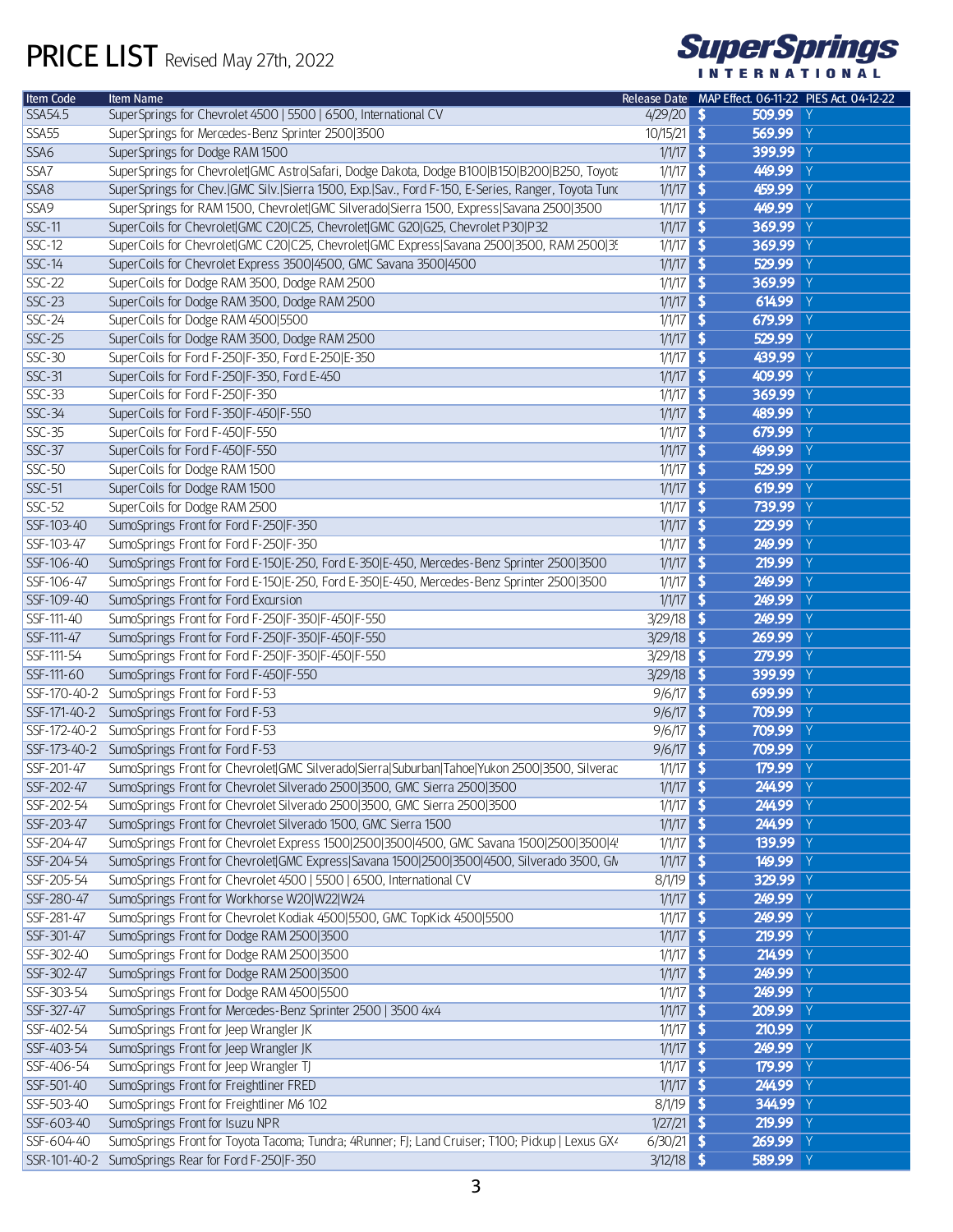# PRICE LIST Revised May 27th, 2022

SuperSprings INTERNATIONAL

| Item Code | Item Name | Release Date | MAP Effect. 06-11-22 | PIES Act. 04-12-22 |
|---|---|---|---|---|
| SSA54.5 | SuperSprings for Chevrolet 4500 \| 5500 \| 6500, International CV | 4/29/20 | $ 509.99 | Y |
| SSA55 | SuperSprings for Mercedes-Benz Sprinter 2500\|3500 | 10/15/21 | $ 569.99 | Y |
| SSA6 | SuperSprings for Dodge RAM 1500 | 1/1/17 | $ 399.99 | Y |
| SSA7 | SuperSprings for Chevrolet\|GMC Astro\|Safari, Dodge Dakota, Dodge B100\|B150\|B200\|B250, Toyota | 1/1/17 | $ 449.99 | Y |
| SSA8 | SuperSprings for Chev.\|GMC Silv.\|Sierra 1500, Exp.\|Sav., Ford F-150, E-Series, Ranger, Toyota Tunc | 1/1/17 | $ 459.99 | Y |
| SSA9 | SuperSprings for RAM 1500, Chevrolet\|GMC Silverado\|Sierra 1500, Express\|Savana 2500\|3500 | 1/1/17 | $ 449.99 | Y |
| SSC-11 | SuperCoils for Chevrolet\|GMC C20\|C25, Chevrolet\|GMC G20\|G25, Chevrolet P30\|P32 | 1/1/17 | $ 369.99 | Y |
| SSC-12 | SuperCoils for Chevrolet\|GMC C20\|C25, Chevrolet\|GMC Express\|Savana 2500\|3500, RAM 2500\|35 | 1/1/17 | $ 369.99 | Y |
| SSC-14 | SuperCoils for Chevrolet Express 3500\|4500, GMC Savana 3500\|4500 | 1/1/17 | $ 529.99 | Y |
| SSC-22 | SuperCoils for Dodge RAM 3500, Dodge RAM 2500 | 1/1/17 | $ 369.99 | Y |
| SSC-23 | SuperCoils for Dodge RAM 3500, Dodge RAM 2500 | 1/1/17 | $ 614.99 | Y |
| SSC-24 | SuperCoils for Dodge RAM 4500\|5500 | 1/1/17 | $ 679.99 | Y |
| SSC-25 | SuperCoils for Dodge RAM 3500, Dodge RAM 2500 | 1/1/17 | $ 529.99 | Y |
| SSC-30 | SuperCoils for Ford F-250\|F-350, Ford E-250\|E-350 | 1/1/17 | $ 439.99 | Y |
| SSC-31 | SuperCoils for Ford F-250\|F-350, Ford E-450 | 1/1/17 | $ 409.99 | Y |
| SSC-33 | SuperCoils for Ford F-250\|F-350 | 1/1/17 | $ 369.99 | Y |
| SSC-34 | SuperCoils for Ford F-350\|F-450\|F-550 | 1/1/17 | $ 489.99 | Y |
| SSC-35 | SuperCoils for Ford F-450\|F-550 | 1/1/17 | $ 679.99 | Y |
| SSC-37 | SuperCoils for Ford F-450\|F-550 | 1/1/17 | $ 499.99 | Y |
| SSC-50 | SuperCoils for Dodge RAM 1500 | 1/1/17 | $ 529.99 | Y |
| SSC-51 | SuperCoils for Dodge RAM 1500 | 1/1/17 | $ 619.99 | Y |
| SSC-52 | SuperCoils for Dodge RAM 2500 | 1/1/17 | $ 739.99 | Y |
| SSF-103-40 | SumoSprings Front for Ford F-250\|F-350 | 1/1/17 | $ 229.99 | Y |
| SSF-103-47 | SumoSprings Front for Ford F-250\|F-350 | 1/1/17 | $ 249.99 | Y |
| SSF-106-40 | SumoSprings Front for Ford E-150\|E-250, Ford E-350\|E-450, Mercedes-Benz Sprinter 2500\|3500 | 1/1/17 | $ 219.99 | Y |
| SSF-106-47 | SumoSprings Front for Ford E-150\|E-250, Ford E-350\|E-450, Mercedes-Benz Sprinter 2500\|3500 | 1/1/17 | $ 249.99 | Y |
| SSF-109-40 | SumoSprings Front for Ford Excursion | 1/1/17 | $ 249.99 | Y |
| SSF-111-40 | SumoSprings Front for Ford F-250\|F-350\|F-450\|F-550 | 3/29/18 | $ 249.99 | Y |
| SSF-111-47 | SumoSprings Front for Ford F-250\|F-350\|F-450\|F-550 | 3/29/18 | $ 269.99 | Y |
| SSF-111-54 | SumoSprings Front for Ford F-250\|F-350\|F-450\|F-550 | 3/29/18 | $ 279.99 | Y |
| SSF-111-60 | SumoSprings Front for Ford F-450\|F-550 | 3/29/18 | $ 399.99 | Y |
| SSF-170-40-2 | SumoSprings Front for Ford F-53 | 9/6/17 | $ 699.99 | Y |
| SSF-171-40-2 | SumoSprings Front for Ford F-53 | 9/6/17 | $ 709.99 | Y |
| SSF-172-40-2 | SumoSprings Front for Ford F-53 | 9/6/17 | $ 709.99 | Y |
| SSF-173-40-2 | SumoSprings Front for Ford F-53 | 9/6/17 | $ 709.99 | Y |
| SSF-201-47 | SumoSprings Front for Chevrolet\|GMC Silverado\|Sierra\|Suburban\|Tahoe\|Yukon 2500\|3500, Silverac | 1/1/17 | $ 179.99 | Y |
| SSF-202-47 | SumoSprings Front for Chevrolet Silverado 2500\|3500, GMC Sierra 2500\|3500 | 1/1/17 | $ 244.99 | Y |
| SSF-202-54 | SumoSprings Front for Chevrolet Silverado 2500\|3500, GMC Sierra 2500\|3500 | 1/1/17 | $ 244.99 | Y |
| SSF-203-47 | SumoSprings Front for Chevrolet Silverado 1500, GMC Sierra 1500 | 1/1/17 | $ 244.99 | Y |
| SSF-204-47 | SumoSprings Front for Chevrolet Express 1500\|2500\|3500\|4500, GMC Savana 1500\|2500\|3500\|4! | 1/1/17 | $ 139.99 | Y |
| SSF-204-54 | SumoSprings Front for Chevrolet\|GMC Express\|Savana 1500\|2500\|3500\|4500, Silverado 3500, GN | 1/1/17 | $ 149.99 | Y |
| SSF-205-54 | SumoSprings Front for Chevrolet 4500 \| 5500 \| 6500, International CV | 8/1/19 | $ 329.99 | Y |
| SSF-280-47 | SumoSprings Front for Workhorse W20\|W22\|W24 | 1/1/17 | $ 249.99 | Y |
| SSF-281-47 | SumoSprings Front for Chevrolet Kodiak 4500\|5500, GMC TopKick 4500\|5500 | 1/1/17 | $ 249.99 | Y |
| SSF-301-47 | SumoSprings Front for Dodge RAM 2500\|3500 | 1/1/17 | $ 219.99 | Y |
| SSF-302-40 | SumoSprings Front for Dodge RAM 2500\|3500 | 1/1/17 | $ 214.99 | Y |
| SSF-302-47 | SumoSprings Front for Dodge RAM 2500\|3500 | 1/1/17 | $ 249.99 | Y |
| SSF-303-54 | SumoSprings Front for Dodge RAM 4500\|5500 | 1/1/17 | $ 249.99 | Y |
| SSF-327-47 | SumoSprings Front for Mercedes-Benz Sprinter 2500 \| 3500 4x4 | 1/1/17 | $ 209.99 | Y |
| SSF-402-54 | SumoSprings Front for Jeep Wrangler JK | 1/1/17 | $ 210.99 | Y |
| SSF-403-54 | SumoSprings Front for Jeep Wrangler JK | 1/1/17 | $ 249.99 | Y |
| SSF-406-54 | SumoSprings Front for Jeep Wrangler TJ | 1/1/17 | $ 179.99 | Y |
| SSF-501-40 | SumoSprings Front for Freightliner FRED | 1/1/17 | $ 244.99 | Y |
| SSF-503-40 | SumoSprings Front for Freightliner M6 102 | 8/1/19 | $ 344.99 | Y |
| SSF-603-40 | SumoSprings Front for Isuzu NPR | 1/27/21 | $ 219.99 | Y |
| SSF-604-40 | SumoSprings Front for Toyota Tacoma; Tundra; 4Runner; FJ; Land Cruiser; T100; Pickup \| Lexus GX4 | 6/30/21 | $ 269.99 | Y |
| SSR-101-40-2 | SumoSprings Rear for Ford F-250\|F-350 | 3/12/18 | $ 589.99 | Y |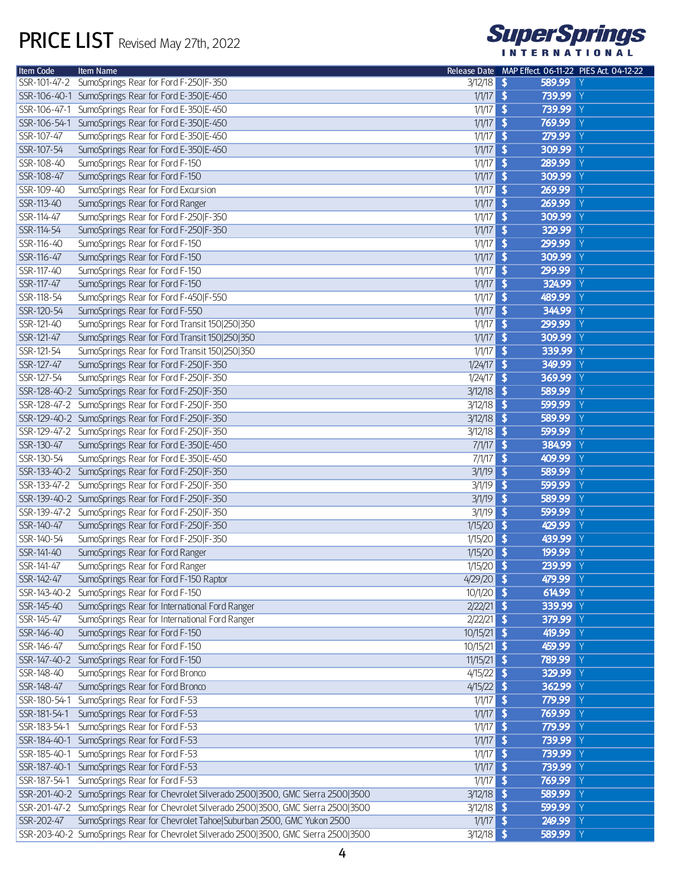# PRICE LIST Revised May 27th, 2022

SuperSprings INTERNATIONAL

| Item Code | Item Name | Release Date | MAP Effect. 06-11-22 | PIES Act. 04-12-22 |
|---|---|---|---|---|
| SSR-101-47-2 | SumoSprings Rear for Ford F-250\|F-350 | 3/12/18 | $ 589.99 | Y |
| SSR-106-40-1 | SumoSprings Rear for Ford E-350\|E-450 | 1/1/17 | $ 739.99 | Y |
| SSR-106-47-1 | SumoSprings Rear for Ford E-350\|E-450 | 1/1/17 | $ 739.99 | Y |
| SSR-106-54-1 | SumoSprings Rear for Ford E-350\|E-450 | 1/1/17 | $ 769.99 | Y |
| SSR-107-47 | SumoSprings Rear for Ford E-350\|E-450 | 1/1/17 | $ 279.99 | Y |
| SSR-107-54 | SumoSprings Rear for Ford E-350\|E-450 | 1/1/17 | $ 309.99 | Y |
| SSR-108-40 | SumoSprings Rear for Ford F-150 | 1/1/17 | $ 289.99 | Y |
| SSR-108-47 | SumoSprings Rear for Ford F-150 | 1/1/17 | $ 309.99 | Y |
| SSR-109-40 | SumoSprings Rear for Ford Excursion | 1/1/17 | $ 269.99 | Y |
| SSR-113-40 | SumoSprings Rear for Ford Ranger | 1/1/17 | $ 269.99 | Y |
| SSR-114-47 | SumoSprings Rear for Ford F-250\|F-350 | 1/1/17 | $ 309.99 | Y |
| SSR-114-54 | SumoSprings Rear for Ford F-250\|F-350 | 1/1/17 | $ 329.99 | Y |
| SSR-116-40 | SumoSprings Rear for Ford F-150 | 1/1/17 | $ 299.99 | Y |
| SSR-116-47 | SumoSprings Rear for Ford F-150 | 1/1/17 | $ 309.99 | Y |
| SSR-117-40 | SumoSprings Rear for Ford F-150 | 1/1/17 | $ 299.99 | Y |
| SSR-117-47 | SumoSprings Rear for Ford F-150 | 1/1/17 | $ 324.99 | Y |
| SSR-118-54 | SumoSprings Rear for Ford F-450\|F-550 | 1/1/17 | $ 489.99 | Y |
| SSR-120-54 | SumoSprings Rear for Ford F-550 | 1/1/17 | $ 344.99 | Y |
| SSR-121-40 | SumoSprings Rear for Ford Transit 150\|250\|350 | 1/1/17 | $ 299.99 | Y |
| SSR-121-47 | SumoSprings Rear for Ford Transit 150\|250\|350 | 1/1/17 | $ 309.99 | Y |
| SSR-121-54 | SumoSprings Rear for Ford Transit 150\|250\|350 | 1/1/17 | $ 339.99 | Y |
| SSR-127-47 | SumoSprings Rear for Ford F-250\|F-350 | 1/24/17 | $ 349.99 | Y |
| SSR-127-54 | SumoSprings Rear for Ford F-250\|F-350 | 1/24/17 | $ 369.99 | Y |
| SSR-128-40-2 | SumoSprings Rear for Ford F-250\|F-350 | 3/12/18 | $ 589.99 | Y |
| SSR-128-47-2 | SumoSprings Rear for Ford F-250\|F-350 | 3/12/18 | $ 599.99 | Y |
| SSR-129-40-2 | SumoSprings Rear for Ford F-250\|F-350 | 3/12/18 | $ 589.99 | Y |
| SSR-129-47-2 | SumoSprings Rear for Ford F-250\|F-350 | 3/12/18 | $ 599.99 | Y |
| SSR-130-47 | SumoSprings Rear for Ford E-350\|E-450 | 7/1/17 | $ 384.99 | Y |
| SSR-130-54 | SumoSprings Rear for Ford E-350\|E-450 | 7/1/17 | $ 409.99 | Y |
| SSR-133-40-2 | SumoSprings Rear for Ford F-250\|F-350 | 3/1/19 | $ 589.99 | Y |
| SSR-133-47-2 | SumoSprings Rear for Ford F-250\|F-350 | 3/1/19 | $ 599.99 | Y |
| SSR-139-40-2 | SumoSprings Rear for Ford F-250\|F-350 | 3/1/19 | $ 589.99 | Y |
| SSR-139-47-2 | SumoSprings Rear for Ford F-250\|F-350 | 3/1/19 | $ 599.99 | Y |
| SSR-140-47 | SumoSprings Rear for Ford F-250\|F-350 | 1/15/20 | $ 429.99 | Y |
| SSR-140-54 | SumoSprings Rear for Ford F-250\|F-350 | 1/15/20 | $ 439.99 | Y |
| SSR-141-40 | SumoSprings Rear for Ford Ranger | 1/15/20 | $ 199.99 | Y |
| SSR-141-47 | SumoSprings Rear for Ford Ranger | 1/15/20 | $ 239.99 | Y |
| SSR-142-47 | SumoSprings Rear for Ford F-150 Raptor | 4/29/20 | $ 479.99 | Y |
| SSR-143-40-2 | SumoSprings Rear for Ford F-150 | 10/1/20 | $ 614.99 | Y |
| SSR-145-40 | SumoSprings Rear for International Ford Ranger | 2/22/21 | $ 339.99 | Y |
| SSR-145-47 | SumoSprings Rear for International Ford Ranger | 2/22/21 | $ 379.99 | Y |
| SSR-146-40 | SumoSprings Rear for Ford F-150 | 10/15/21 | $ 419.99 | Y |
| SSR-146-47 | SumoSprings Rear for Ford F-150 | 10/15/21 | $ 459.99 | Y |
| SSR-147-40-2 | SumoSprings Rear for Ford F-150 | 11/15/21 | $ 789.99 | Y |
| SSR-148-40 | SumoSprings Rear for Ford Bronco | 4/15/22 | $ 329.99 | Y |
| SSR-148-47 | SumoSprings Rear for Ford Bronco | 4/15/22 | $ 362.99 | Y |
| SSR-180-54-1 | SumoSprings Rear for Ford F-53 | 1/1/17 | $ 779.99 | Y |
| SSR-181-54-1 | SumoSprings Rear for Ford F-53 | 1/1/17 | $ 769.99 | Y |
| SSR-183-54-1 | SumoSprings Rear for Ford F-53 | 1/1/17 | $ 779.99 | Y |
| SSR-184-40-1 | SumoSprings Rear for Ford F-53 | 1/1/17 | $ 739.99 | Y |
| SSR-185-40-1 | SumoSprings Rear for Ford F-53 | 1/1/17 | $ 739.99 | Y |
| SSR-187-40-1 | SumoSprings Rear for Ford F-53 | 1/1/17 | $ 739.99 | Y |
| SSR-187-54-1 | SumoSprings Rear for Ford F-53 | 1/1/17 | $ 769.99 | Y |
| SSR-201-40-2 | SumoSprings Rear for Chevrolet Silverado 2500\|3500, GMC Sierra 2500\|3500 | 3/12/18 | $ 589.99 | Y |
| SSR-201-47-2 | SumoSprings Rear for Chevrolet Silverado 2500\|3500, GMC Sierra 2500\|3500 | 3/12/18 | $ 599.99 | Y |
| SSR-202-47 | SumoSprings Rear for Chevrolet Tahoe\|Suburban 2500, GMC Yukon 2500 | 1/1/17 | $ 249.99 | Y |
| SSR-203-40-2 | SumoSprings Rear for Chevrolet Silverado 2500\|3500, GMC Sierra 2500\|3500 | 3/12/18 | $ 589.99 | Y |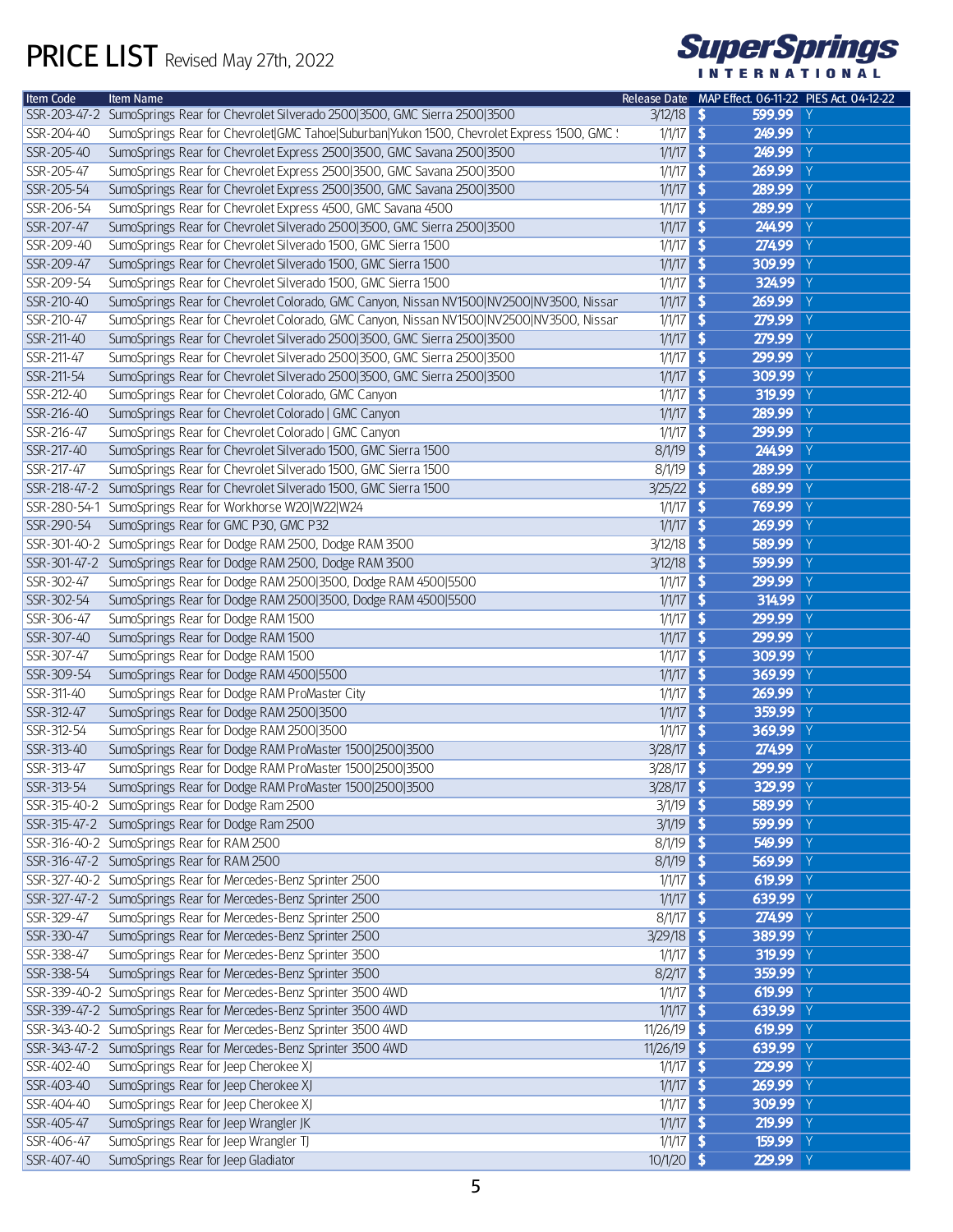# PRICE LIST Revised May 27th, 2022

SuperSprings INTERNATIONAL

| Item Code | Item Name | Release Date | MAP Effect. 06-11-22 | PIES Act. 04-12-22 |
|---|---|---|---|---|
| SSR-203-47-2 | SumoSprings Rear for Chevrolet Silverado 2500\|3500, GMC Sierra 2500\|3500 | 3/12/18 | $ 599.99 | Y |
| SSR-204-40 | SumoSprings Rear for Chevrolet\|GMC Tahoe\|Suburban\|Yukon 1500, Chevrolet Express 1500, GMC S | 1/1/17 | $ 249.99 | Y |
| SSR-205-40 | SumoSprings Rear for Chevrolet Express 2500\|3500, GMC Savana 2500\|3500 | 1/1/17 | $ 249.99 | Y |
| SSR-205-47 | SumoSprings Rear for Chevrolet Express 2500\|3500, GMC Savana 2500\|3500 | 1/1/17 | $ 269.99 | Y |
| SSR-205-54 | SumoSprings Rear for Chevrolet Express 2500\|3500, GMC Savana 2500\|3500 | 1/1/17 | $ 289.99 | Y |
| SSR-206-54 | SumoSprings Rear for Chevrolet Express 4500, GMC Savana 4500 | 1/1/17 | $ 289.99 | Y |
| SSR-207-47 | SumoSprings Rear for Chevrolet Silverado 2500\|3500, GMC Sierra 2500\|3500 | 1/1/17 | $ 244.99 | Y |
| SSR-209-40 | SumoSprings Rear for Chevrolet Silverado 1500, GMC Sierra 1500 | 1/1/17 | $ 274.99 | Y |
| SSR-209-47 | SumoSprings Rear for Chevrolet Silverado 1500, GMC Sierra 1500 | 1/1/17 | $ 309.99 | Y |
| SSR-209-54 | SumoSprings Rear for Chevrolet Silverado 1500, GMC Sierra 1500 | 1/1/17 | $ 324.99 | Y |
| SSR-210-40 | SumoSprings Rear for Chevrolet Colorado, GMC Canyon, Nissan NV1500\|NV2500\|NV3500, Nissan | 1/1/17 | $ 269.99 | Y |
| SSR-210-47 | SumoSprings Rear for Chevrolet Colorado, GMC Canyon, Nissan NV1500\|NV2500\|NV3500, Nissan | 1/1/17 | $ 279.99 | Y |
| SSR-211-40 | SumoSprings Rear for Chevrolet Silverado 2500\|3500, GMC Sierra 2500\|3500 | 1/1/17 | $ 279.99 | Y |
| SSR-211-47 | SumoSprings Rear for Chevrolet Silverado 2500\|3500, GMC Sierra 2500\|3500 | 1/1/17 | $ 299.99 | Y |
| SSR-211-54 | SumoSprings Rear for Chevrolet Silverado 2500\|3500, GMC Sierra 2500\|3500 | 1/1/17 | $ 309.99 | Y |
| SSR-212-40 | SumoSprings Rear for Chevrolet Colorado, GMC Canyon | 1/1/17 | $ 319.99 | Y |
| SSR-216-40 | SumoSprings Rear for Chevrolet Colorado \| GMC Canyon | 1/1/17 | $ 289.99 | Y |
| SSR-216-47 | SumoSprings Rear for Chevrolet Colorado \| GMC Canyon | 1/1/17 | $ 299.99 | Y |
| SSR-217-40 | SumoSprings Rear for Chevrolet Silverado 1500, GMC Sierra 1500 | 8/1/19 | $ 244.99 | Y |
| SSR-217-47 | SumoSprings Rear for Chevrolet Silverado 1500, GMC Sierra 1500 | 8/1/19 | $ 289.99 | Y |
| SSR-218-47-2 | SumoSprings Rear for Chevrolet Silverado 1500, GMC Sierra 1500 | 3/25/22 | $ 689.99 | Y |
| SSR-280-54-1 | SumoSprings Rear for Workhorse W20\|W22\|W24 | 1/1/17 | $ 769.99 | Y |
| SSR-290-54 | SumoSprings Rear for GMC P30, GMC P32 | 1/1/17 | $ 269.99 | Y |
| SSR-301-40-2 | SumoSprings Rear for Dodge RAM 2500, Dodge RAM 3500 | 3/12/18 | $ 589.99 | Y |
| SSR-301-47-2 | SumoSprings Rear for Dodge RAM 2500, Dodge RAM 3500 | 3/12/18 | $ 599.99 | Y |
| SSR-302-47 | SumoSprings Rear for Dodge RAM 2500\|3500, Dodge RAM 4500\|5500 | 1/1/17 | $ 299.99 | Y |
| SSR-302-54 | SumoSprings Rear for Dodge RAM 2500\|3500, Dodge RAM 4500\|5500 | 1/1/17 | $ 314.99 | Y |
| SSR-306-47 | SumoSprings Rear for Dodge RAM 1500 | 1/1/17 | $ 299.99 | Y |
| SSR-307-40 | SumoSprings Rear for Dodge RAM 1500 | 1/1/17 | $ 299.99 | Y |
| SSR-307-47 | SumoSprings Rear for Dodge RAM 1500 | 1/1/17 | $ 309.99 | Y |
| SSR-309-54 | SumoSprings Rear for Dodge RAM 4500\|5500 | 1/1/17 | $ 369.99 | Y |
| SSR-311-40 | SumoSprings Rear for Dodge RAM ProMaster City | 1/1/17 | $ 269.99 | Y |
| SSR-312-47 | SumoSprings Rear for Dodge RAM 2500\|3500 | 1/1/17 | $ 359.99 | Y |
| SSR-312-54 | SumoSprings Rear for Dodge RAM 2500\|3500 | 1/1/17 | $ 369.99 | Y |
| SSR-313-40 | SumoSprings Rear for Dodge RAM ProMaster 1500\|2500\|3500 | 3/28/17 | $ 274.99 | Y |
| SSR-313-47 | SumoSprings Rear for Dodge RAM ProMaster 1500\|2500\|3500 | 3/28/17 | $ 299.99 | Y |
| SSR-313-54 | SumoSprings Rear for Dodge RAM ProMaster 1500\|2500\|3500 | 3/28/17 | $ 329.99 | Y |
| SSR-315-40-2 | SumoSprings Rear for Dodge Ram 2500 | 3/1/19 | $ 589.99 | Y |
| SSR-315-47-2 | SumoSprings Rear for Dodge Ram 2500 | 3/1/19 | $ 599.99 | Y |
| SSR-316-40-2 | SumoSprings Rear for RAM 2500 | 8/1/19 | $ 549.99 | Y |
| SSR-316-47-2 | SumoSprings Rear for RAM 2500 | 8/1/19 | $ 569.99 | Y |
| SSR-327-40-2 | SumoSprings Rear for Mercedes-Benz Sprinter 2500 | 1/1/17 | $ 619.99 | Y |
| SSR-327-47-2 | SumoSprings Rear for Mercedes-Benz Sprinter 2500 | 1/1/17 | $ 639.99 | Y |
| SSR-329-47 | SumoSprings Rear for Mercedes-Benz Sprinter 2500 | 8/1/17 | $ 274.99 | Y |
| SSR-330-47 | SumoSprings Rear for Mercedes-Benz Sprinter 2500 | 3/29/18 | $ 389.99 | Y |
| SSR-338-47 | SumoSprings Rear for Mercedes-Benz Sprinter 3500 | 1/1/17 | $ 319.99 | Y |
| SSR-338-54 | SumoSprings Rear for Mercedes-Benz Sprinter 3500 | 8/2/17 | $ 359.99 | Y |
| SSR-339-40-2 | SumoSprings Rear for Mercedes-Benz Sprinter 3500 4WD | 1/1/17 | $ 619.99 | Y |
| SSR-339-47-2 | SumoSprings Rear for Mercedes-Benz Sprinter 3500 4WD | 1/1/17 | $ 639.99 | Y |
| SSR-343-40-2 | SumoSprings Rear for Mercedes-Benz Sprinter 3500 4WD | 11/26/19 | $ 619.99 | Y |
| SSR-343-47-2 | SumoSprings Rear for Mercedes-Benz Sprinter 3500 4WD | 11/26/19 | $ 639.99 | Y |
| SSR-402-40 | SumoSprings Rear for Jeep Cherokee XJ | 1/1/17 | $ 229.99 | Y |
| SSR-403-40 | SumoSprings Rear for Jeep Cherokee XJ | 1/1/17 | $ 269.99 | Y |
| SSR-404-40 | SumoSprings Rear for Jeep Cherokee XJ | 1/1/17 | $ 309.99 | Y |
| SSR-405-47 | SumoSprings Rear for Jeep Wrangler JK | 1/1/17 | $ 219.99 | Y |
| SSR-406-47 | SumoSprings Rear for Jeep Wrangler TJ | 1/1/17 | $ 159.99 | Y |
| SSR-407-40 | SumoSprings Rear for Jeep Gladiator | 10/1/20 | $ 229.99 | Y |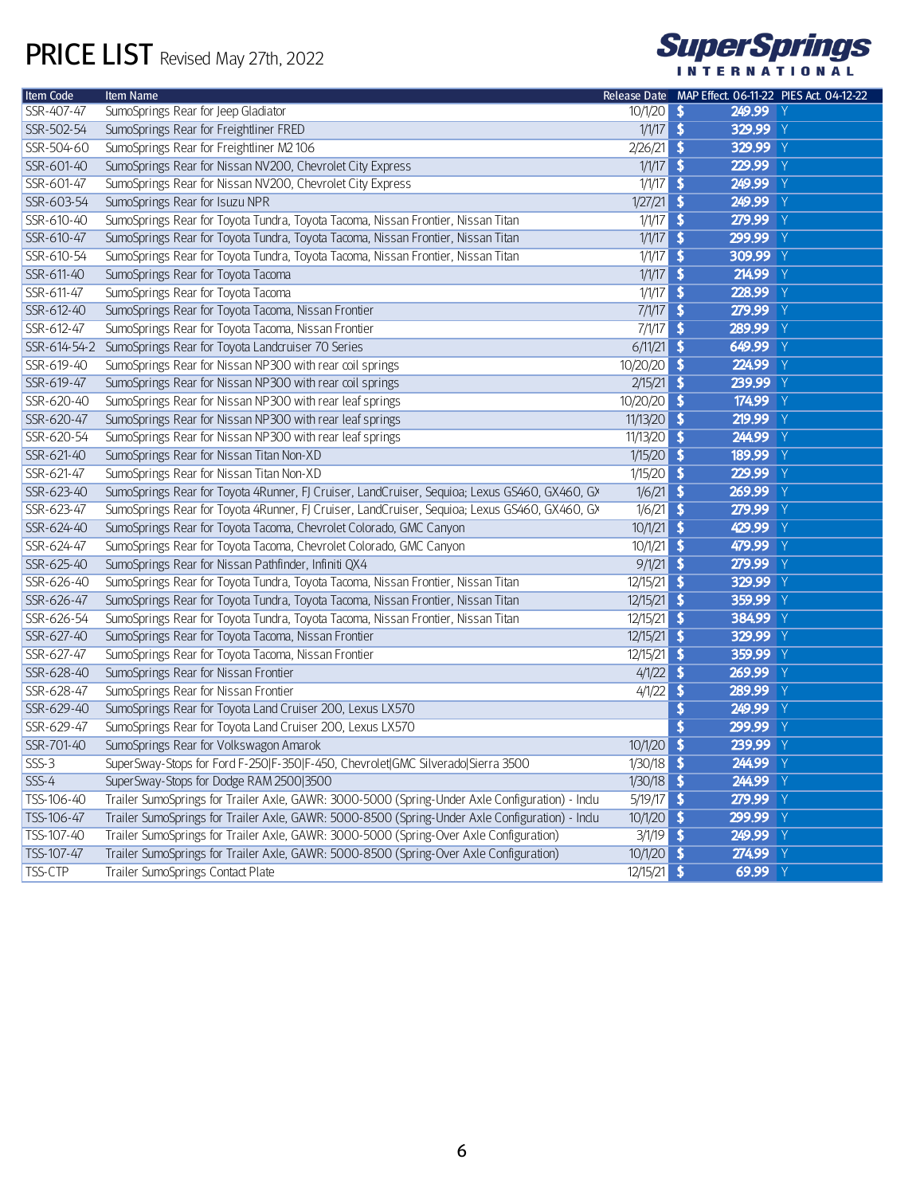# PRICE LIST Revised May 27th, 2022

SuperSprings INTERNATIONAL

| Item Code | Item Name | Release Date | MAP Effect. 06-11-22 | PIES Act. 04-12-22 |
|---|---|---|---|---|
| SSR-407-47 | SumoSprings Rear for Jeep Gladiator | 10/1/20 | $ 249.99 | Y |
| SSR-502-54 | SumoSprings Rear for Freightliner FRED | 1/1/17 | $ 329.99 | Y |
| SSR-504-60 | SumoSprings Rear for Freightliner M2 106 | 2/26/21 | $ 329.99 | Y |
| SSR-601-40 | SumoSprings Rear for Nissan NV200, Chevrolet City Express | 1/1/17 | $ 229.99 | Y |
| SSR-601-47 | SumoSprings Rear for Nissan NV200, Chevrolet City Express | 1/1/17 | $ 249.99 | Y |
| SSR-603-54 | SumoSprings Rear for Isuzu NPR | 1/27/21 | $ 249.99 | Y |
| SSR-610-40 | SumoSprings Rear for Toyota Tundra, Toyota Tacoma, Nissan Frontier, Nissan Titan | 1/1/17 | $ 279.99 | Y |
| SSR-610-47 | SumoSprings Rear for Toyota Tundra, Toyota Tacoma, Nissan Frontier, Nissan Titan | 1/1/17 | $ 299.99 | Y |
| SSR-610-54 | SumoSprings Rear for Toyota Tundra, Toyota Tacoma, Nissan Frontier, Nissan Titan | 1/1/17 | $ 309.99 | Y |
| SSR-611-40 | SumoSprings Rear for Toyota Tacoma | 1/1/17 | $ 214.99 | Y |
| SSR-611-47 | SumoSprings Rear for Toyota Tacoma | 1/1/17 | $ 228.99 | Y |
| SSR-612-40 | SumoSprings Rear for Toyota Tacoma, Nissan Frontier | 7/1/17 | $ 279.99 | Y |
| SSR-612-47 | SumoSprings Rear for Toyota Tacoma, Nissan Frontier | 7/1/17 | $ 289.99 | Y |
| SSR-614-54-2 | SumoSprings Rear for Toyota Landcruiser 70 Series | 6/11/21 | $ 649.99 | Y |
| SSR-619-40 | SumoSprings Rear for Nissan NP300 with rear coil springs | 10/20/20 | $ 224.99 | Y |
| SSR-619-47 | SumoSprings Rear for Nissan NP300 with rear coil springs | 2/15/21 | $ 239.99 | Y |
| SSR-620-40 | SumoSprings Rear for Nissan NP300 with rear leaf springs | 10/20/20 | $ 174.99 | Y |
| SSR-620-47 | SumoSprings Rear for Nissan NP300 with rear leaf springs | 11/13/20 | $ 219.99 | Y |
| SSR-620-54 | SumoSprings Rear for Nissan NP300 with rear leaf springs | 11/13/20 | $ 244.99 | Y |
| SSR-621-40 | SumoSprings Rear for Nissan Titan Non-XD | 1/15/20 | $ 189.99 | Y |
| SSR-621-47 | SumoSprings Rear for Nissan Titan Non-XD | 1/15/20 | $ 229.99 | Y |
| SSR-623-40 | SumoSprings Rear for Toyota 4Runner, FJ Cruiser, LandCruiser, Sequioa; Lexus GS460, GX460, GX | 1/6/21 | $ 269.99 | Y |
| SSR-623-47 | SumoSprings Rear for Toyota 4Runner, FJ Cruiser, LandCruiser, Sequioa; Lexus GS460, GX460, GX | 1/6/21 | $ 279.99 | Y |
| SSR-624-40 | SumoSprings Rear for Toyota Tacoma, Chevrolet Colorado, GMC Canyon | 10/1/21 | $ 429.99 | Y |
| SSR-624-47 | SumoSprings Rear for Toyota Tacoma, Chevrolet Colorado, GMC Canyon | 10/1/21 | $ 479.99 | Y |
| SSR-625-40 | SumoSprings Rear for Nissan Pathfinder, Infiniti QX4 | 9/1/21 | $ 279.99 | Y |
| SSR-626-40 | SumoSprings Rear for Toyota Tundra, Toyota Tacoma, Nissan Frontier, Nissan Titan | 12/15/21 | $ 329.99 | Y |
| SSR-626-47 | SumoSprings Rear for Toyota Tundra, Toyota Tacoma, Nissan Frontier, Nissan Titan | 12/15/21 | $ 359.99 | Y |
| SSR-626-54 | SumoSprings Rear for Toyota Tundra, Toyota Tacoma, Nissan Frontier, Nissan Titan | 12/15/21 | $ 384.99 | Y |
| SSR-627-40 | SumoSprings Rear for Toyota Tacoma, Nissan Frontier | 12/15/21 | $ 329.99 | Y |
| SSR-627-47 | SumoSprings Rear for Toyota Tacoma, Nissan Frontier | 12/15/21 | $ 359.99 | Y |
| SSR-628-40 | SumoSprings Rear for Nissan Frontier | 4/1/22 | $ 269.99 | Y |
| SSR-628-47 | SumoSprings Rear for Nissan Frontier | 4/1/22 | $ 289.99 | Y |
| SSR-629-40 | SumoSprings Rear for Toyota Land Cruiser 200, Lexus LX570 | | $ 249.99 | Y |
| SSR-629-47 | SumoSprings Rear for Toyota Land Cruiser 200, Lexus LX570 | | $ 299.99 | Y |
| SSR-701-40 | SumoSprings Rear for Volkswagon Amarok | 10/1/20 | $ 239.99 | Y |
| SSS-3 | SuperSway-Stops for Ford F-250\|F-350\|F-450, Chevrolet\|GMC Silverado\|Sierra 3500 | 1/30/18 | $ 244.99 | Y |
| SSS-4 | SuperSway-Stops for Dodge RAM 2500\|3500 | 1/30/18 | $ 244.99 | Y |
| TSS-106-40 | Trailer SumoSprings for Trailer Axle, GAWR: 3000-5000 (Spring-Under Axle Configuration) - Inclu | 5/19/17 | $ 279.99 | Y |
| TSS-106-47 | Trailer SumoSprings for Trailer Axle, GAWR: 5000-8500 (Spring-Under Axle Configuration) - Inclu | 10/1/20 | $ 299.99 | Y |
| TSS-107-40 | Trailer SumoSprings for Trailer Axle, GAWR: 3000-5000 (Spring-Over Axle Configuration) | 3/1/19 | $ 249.99 | Y |
| TSS-107-47 | Trailer SumoSprings for Trailer Axle, GAWR: 5000-8500 (Spring-Over Axle Configuration) | 10/1/20 | $ 274.99 | Y |
| TSS-CTP | Trailer SumoSprings Contact Plate | 12/15/21 | $ 69.99 | Y |